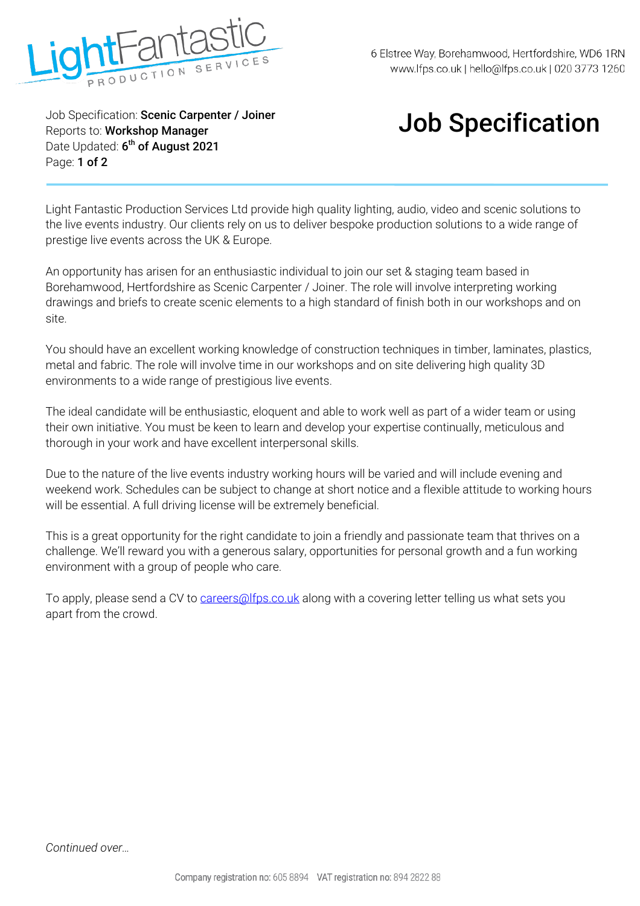# Job Specification

Job Specification: **Scenic Carpenter / Joiner**
Reports to: **Workshop Manager**
Date Updated: **6th of August 2021**

Light Fantastic Production Services Ltd provide high quality lighting, audio, video and scenic solutions to the live events industry. Our clients rely on us to deliver bespoke production solutions to a wide range of prestige live events across the UK & Europe.

An opportunity has arisen for an enthusiastic individual to join our set & staging team based in Borehamwood, Hertfordshire as Scenic Carpenter / Joiner. The role will involve interpreting working drawings and briefs to create scenic elements to a high standard of finish both in our workshops and on site.

You should have an excellent working knowledge of construction techniques in timber, laminates, plastics, metal and fabric. The role will involve time in our workshops and on site delivering high quality 3D environments to a wide range of prestigious live events.

The ideal candidate will be enthusiastic, eloquent and able to work well as part of a wider team or using their own initiative. You must be keen to learn and develop your expertise continually, meticulous and thorough in your work and have excellent interpersonal skills.

Due to the nature of the live events industry working hours will be varied and will include evening and weekend work. Schedules can be subject to change at short notice and a flexible attitude to working hours will be essential. A full driving license will be extremely beneficial.

This is a great opportunity for the right candidate to join a friendly and passionate team that thrives on a challenge. We'll reward you with a generous salary, opportunities for personal growth and a fun working environment with a group of people who care.

To apply, please send a CV to careers@lfps.co.uk along with a covering letter telling us what sets you apart from the crowd.

*Continued over…*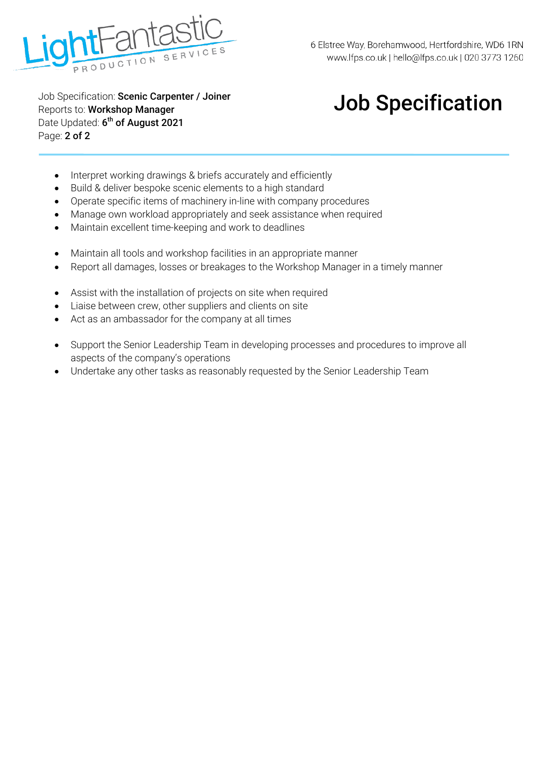Job Specification: **Scenic Carpenter / Joiner**
Reports to: **Workshop Manager**
Date Updated: **6th of August 2021**

# Job Specification

- Interpret working drawings & briefs accurately and efficiently
- Build & deliver bespoke scenic elements to a high standard
- Operate specific items of machinery in-line with company procedures
- Manage own workload appropriately and seek assistance when required
- Maintain excellent time-keeping and work to deadlines

- Maintain all tools and workshop facilities in an appropriate manner
- Report all damages, losses or breakages to the Workshop Manager in a timely manner

- Assist with the installation of projects on site when required
- Liaise between crew, other suppliers and clients on site
- Act as an ambassador for the company at all times

- Support the Senior Leadership Team in developing processes and procedures to improve all aspects of the company's operations
- Undertake any other tasks as reasonably requested by the Senior Leadership Team